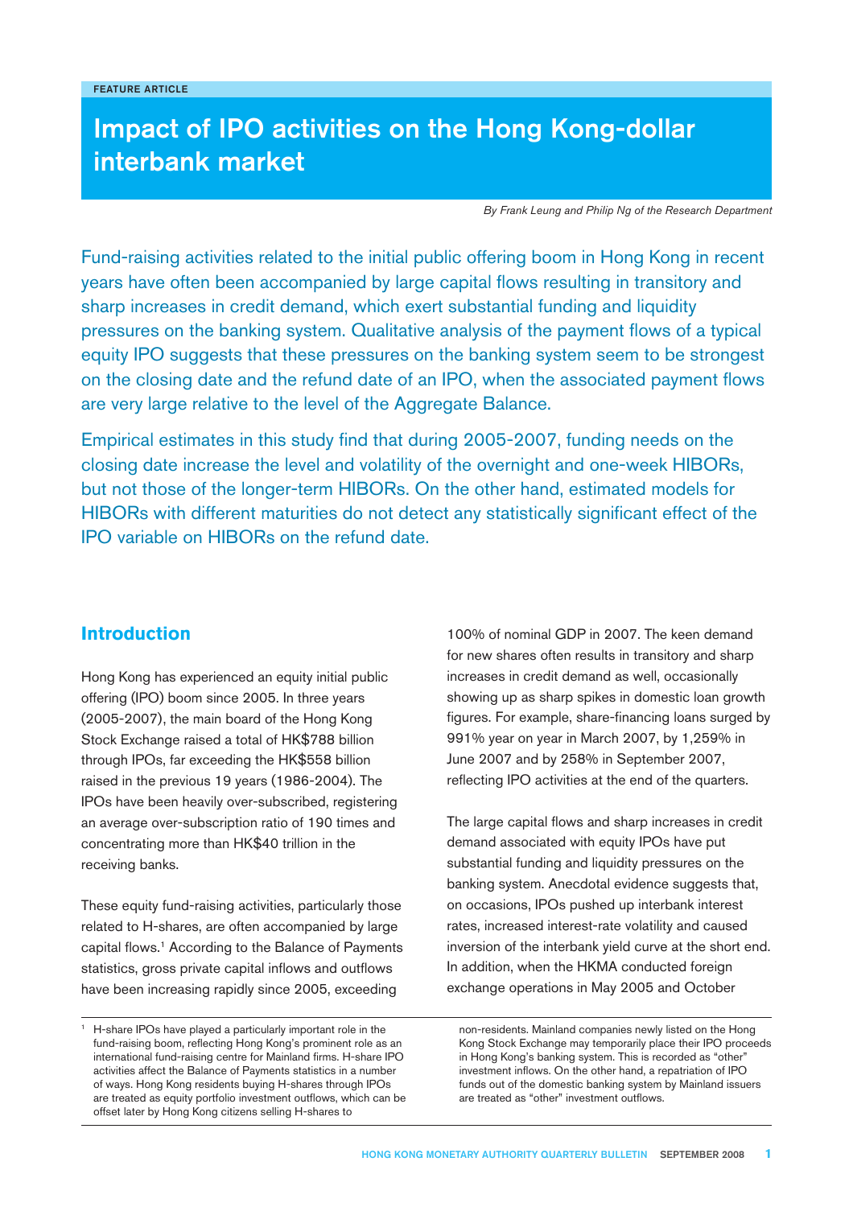FEATURE ARTICLE

# Impact of IPO activities on the Hong Kong-dollar interbank market

*By Frank Leung and Philip Ng of the Research Department*

Fund-raising activities related to the initial public offering boom in Hong Kong in recent years have often been accompanied by large capital flows resulting in transitory and sharp increases in credit demand, which exert substantial funding and liquidity pressures on the banking system. Qualitative analysis of the payment flows of a typical equity IPO suggests that these pressures on the banking system seem to be strongest on the closing date and the refund date of an IPO, when the associated payment flows are very large relative to the level of the Aggregate Balance.

Empirical estimates in this study find that during 2005-2007, funding needs on the closing date increase the level and volatility of the overnight and one-week HIBORs, but not those of the longer-term HIBORs. On the other hand, estimated models for HIBORs with different maturities do not detect any statistically significant effect of the IPO variable on HIBORs on the refund date.

## Introduction

Hong Kong has experienced an equity initial public offering (IPO) boom since 2005. In three years (2005-2007), the main board of the Hong Kong Stock Exchange raised a total of HK$788 billion through IPOs, far exceeding the HK$558 billion raised in the previous 19 years (1986-2004). The IPOs have been heavily over-subscribed, registering an average over-subscription ratio of 190 times and concentrating more than HK$40 trillion in the receiving banks.

These equity fund-raising activities, particularly those related to H-shares, are often accompanied by large capital flows.[1] According to the Balance of Payments statistics, gross private capital inflows and outflows have been increasing rapidly since 2005, exceeding 100% of nominal GDP in 2007. The keen demand for new shares often results in transitory and sharp increases in credit demand as well, occasionally showing up as sharp spikes in domestic loan growth figures. For example, share-financing loans surged by 991% year on year in March 2007, by 1,259% in June 2007 and by 258% in September 2007, reflecting IPO activities at the end of the quarters.

The large capital flows and sharp increases in credit demand associated with equity IPOs have put substantial funding and liquidity pressures on the banking system. Anecdotal evidence suggests that, on occasions, IPOs pushed up interbank interest rates, increased interest-rate volatility and caused inversion of the interbank yield curve at the short end. In addition, when the HKMA conducted foreign exchange operations in May 2005 and October

[1] H-share IPOs have played a particularly important role in the fund-raising boom, reflecting Hong Kong's prominent role as an international fund-raising centre for Mainland firms. H-share IPO activities affect the Balance of Payments statistics in a number of ways. Hong Kong residents buying H-shares through IPOs are treated as equity portfolio investment outflows, which can be offset later by Hong Kong citizens selling H-shares to non-residents. Mainland companies newly listed on the Hong Kong Stock Exchange may temporarily place their IPO proceeds in Hong Kong's banking system. This is recorded as "other" investment inflows. On the other hand, a repatriation of IPO funds out of the domestic banking system by Mainland issuers are treated as "other" investment outflows.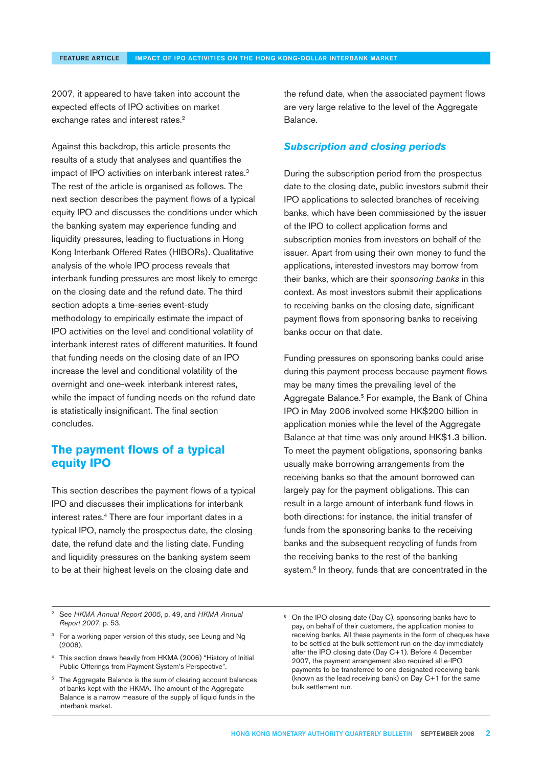2007, it appeared to have taken into account the expected effects of IPO activities on market exchange rates and interest rates.[2]

Against this backdrop, this article presents the results of a study that analyses and quantifies the impact of IPO activities on interbank interest rates.[3] The rest of the article is organised as follows. The next section describes the payment flows of a typical equity IPO and discusses the conditions under which the banking system may experience funding and liquidity pressures, leading to fluctuations in Hong Kong Interbank Offered Rates (HIBORs). Qualitative analysis of the whole IPO process reveals that interbank funding pressures are most likely to emerge on the closing date and the refund date. The third section adopts a time-series event-study methodology to empirically estimate the impact of IPO activities on the level and conditional volatility of interbank interest rates of different maturities. It found that funding needs on the closing date of an IPO increase the level and conditional volatility of the overnight and one-week interbank interest rates, while the impact of funding needs on the refund date is statistically insignificant. The final section concludes.

## The payment flows of a typical equity IPO

This section describes the payment flows of a typical IPO and discusses their implications for interbank interest rates.[4] There are four important dates in a typical IPO, namely the prospectus date, the closing date, the refund date and the listing date. Funding and liquidity pressures on the banking system seem to be at their highest levels on the closing date and the refund date, when the associated payment flows are very large relative to the level of the Aggregate Balance.

### *Subscription and closing periods*

During the subscription period from the prospectus date to the closing date, public investors submit their IPO applications to selected branches of receiving banks, which have been commissioned by the issuer of the IPO to collect application forms and subscription monies from investors on behalf of the issuer. Apart from using their own money to fund the applications, interested investors may borrow from their banks, which are their *sponsoring banks* in this context. As most investors submit their applications to receiving banks on the closing date, significant payment flows from sponsoring banks to receiving banks occur on that date.

Funding pressures on sponsoring banks could arise during this payment process because payment flows may be many times the prevailing level of the Aggregate Balance.[5] For example, the Bank of China IPO in May 2006 involved some HK$200 billion in application monies while the level of the Aggregate Balance at that time was only around HK$1.3 billion. To meet the payment obligations, sponsoring banks usually make borrowing arrangements from the receiving banks so that the amount borrowed can largely pay for the payment obligations. This can result in a large amount of interbank fund flows in both directions: for instance, the initial transfer of funds from the sponsoring banks to the receiving banks and the subsequent recycling of funds from the receiving banks to the rest of the banking system.[6] In theory, funds that are concentrated in the

---

[2] See *HKMA Annual Report 2005*, p. 49, and *HKMA Annual Report 2007*, p. 53.

[3] For a working paper version of this study, see Leung and Ng (2008).

[4] This section draws heavily from HKMA (2006) "History of Initial Public Offerings from Payment System's Perspective".

[5] The Aggregate Balance is the sum of clearing account balances of banks kept with the HKMA. The amount of the Aggregate Balance is a narrow measure of the supply of liquid funds in the interbank market.

[6] On the IPO closing date (Day C), sponsoring banks have to pay, on behalf of their customers, the application monies to receiving banks. All these payments in the form of cheques have to be settled at the bulk settlement run on the day immediately after the IPO closing date (Day C+1). Before 4 December 2007, the payment arrangement also required all e-IPO payments to be transferred to one designated receiving bank (known as the lead receiving bank) on Day C+1 for the same bulk settlement run.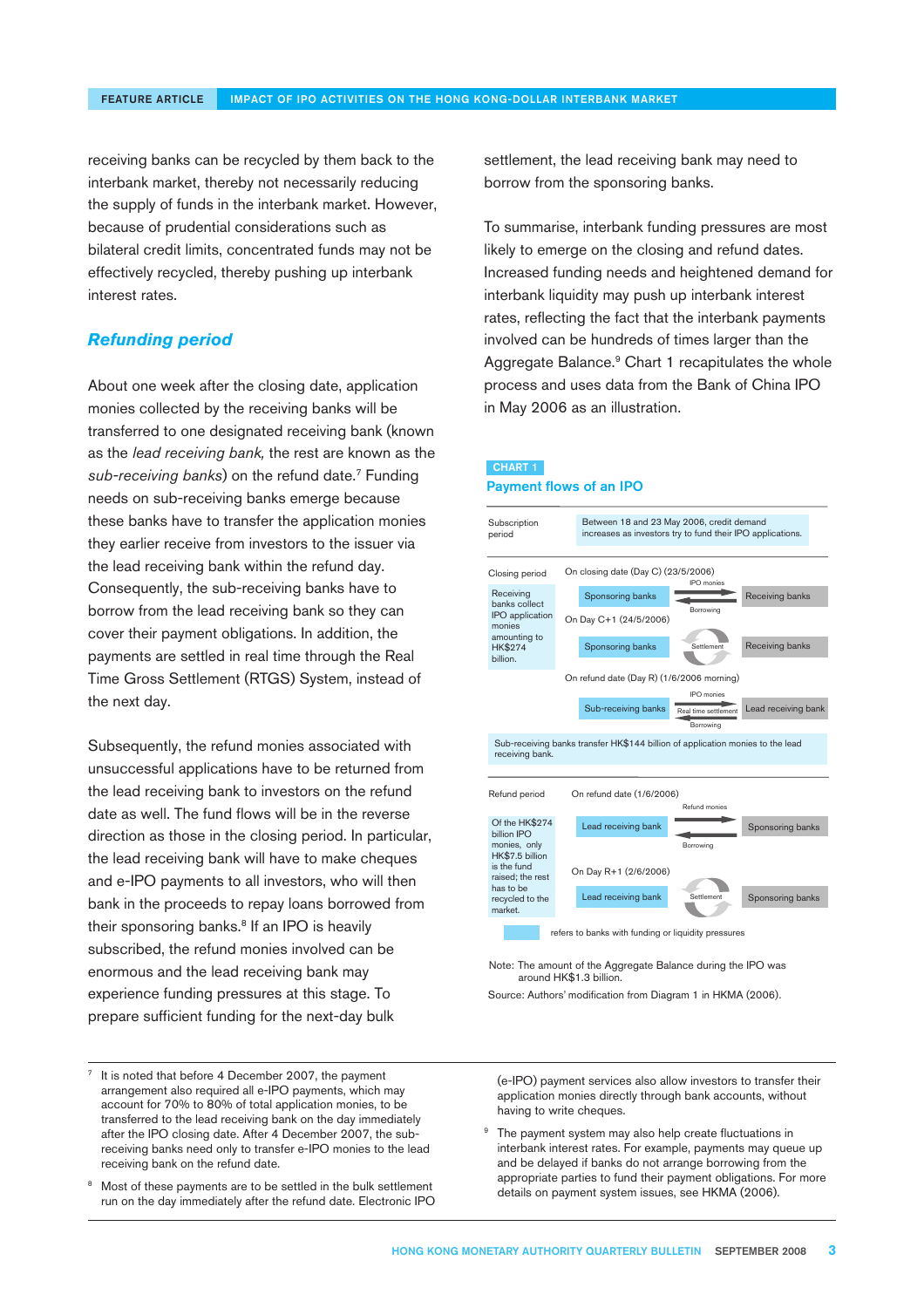receiving banks can be recycled by them back to the interbank market, thereby not necessarily reducing the supply of funds in the interbank market. However, because of prudential considerations such as bilateral credit limits, concentrated funds may not be effectively recycled, thereby pushing up interbank interest rates.

### Refunding period

About one week after the closing date, application monies collected by the receiving banks will be transferred to one designated receiving bank (known as the *lead receiving bank,* the rest are known as the *sub-receiving banks*) on the refund date.[7] Funding needs on sub-receiving banks emerge because these banks have to transfer the application monies they earlier receive from investors to the issuer via the lead receiving bank within the refund day. Consequently, the sub-receiving banks have to borrow from the lead receiving bank so they can cover their payment obligations. In addition, the payments are settled in real time through the Real Time Gross Settlement (RTGS) System, instead of the next day.

Subsequently, the refund monies associated with unsuccessful applications have to be returned from the lead receiving bank to investors on the refund date as well. The fund flows will be in the reverse direction as those in the closing period. In particular, the lead receiving bank will have to make cheques and e-IPO payments to all investors, who will then bank in the proceeds to repay loans borrowed from their sponsoring banks.[8] If an IPO is heavily subscribed, the refund monies involved can be enormous and the lead receiving bank may experience funding pressures at this stage. To prepare sufficient funding for the next-day bulk settlement, the lead receiving bank may need to borrow from the sponsoring banks.

To summarise, interbank funding pressures are most likely to emerge on the closing and refund dates. Increased funding needs and heightened demand for interbank liquidity may push up interbank interest rates, reflecting the fact that the interbank payments involved can be hundreds of times larger than the Aggregate Balance.[9] Chart 1 recapitulates the whole process and uses data from the Bank of China IPO in May 2006 as an illustration.

**CHART 1**

**Payment flows of an IPO**

Subscription period

Between 18 and 23 May 2006, credit demand increases as investors try to fund their IPO applications.

Closing period

Receiving banks collect IPO application monies amounting to HK$274 billion.

On closing date (Day C) (23/5/2006)

Sponsoring banks — IPO monies — Borrowing — Receiving banks

On Day C+1 (24/5/2006)

Sponsoring banks — Settlement — Receiving banks

On refund date (Day R) (1/6/2006 morning)

Sub-receiving banks — IPO monies — Real time settlement — Borrowing — Lead receiving bank

Sub-receiving banks transfer HK$144 billion of application monies to the lead receiving bank.

Refund period

Of the HK$274 billion IPO monies, only HK$7.5 billion is the fund raised; the rest has to be recycled to the market.

On refund date (1/6/2006)

Lead receiving bank — Refund monies — Borrowing — Sponsoring banks

On Day R+1 (2/6/2006)

Lead receiving bank — Settlement — Sponsoring banks

refers to banks with funding or liquidity pressures

Note: The amount of the Aggregate Balance during the IPO was around HK$1.3 billion.

Source: Authors' modification from Diagram 1 in HKMA (2006).

---

7 It is noted that before 4 December 2007, the payment arrangement also required all e-IPO payments, which may account for 70% to 80% of total application monies, to be transferred to the lead receiving bank on the day immediately after the IPO closing date. After 4 December 2007, the sub-receiving banks need only to transfer e-IPO monies to the lead receiving bank on the refund date.

8 Most of these payments are to be settled in the bulk settlement run on the day immediately after the refund date. Electronic IPO (e-IPO) payment services also allow investors to transfer their application monies directly through bank accounts, without having to write cheques.

9 The payment system may also help create fluctuations in interbank interest rates. For example, payments may queue up and be delayed if banks do not arrange borrowing from the appropriate parties to fund their payment obligations. For more details on payment system issues, see HKMA (2006).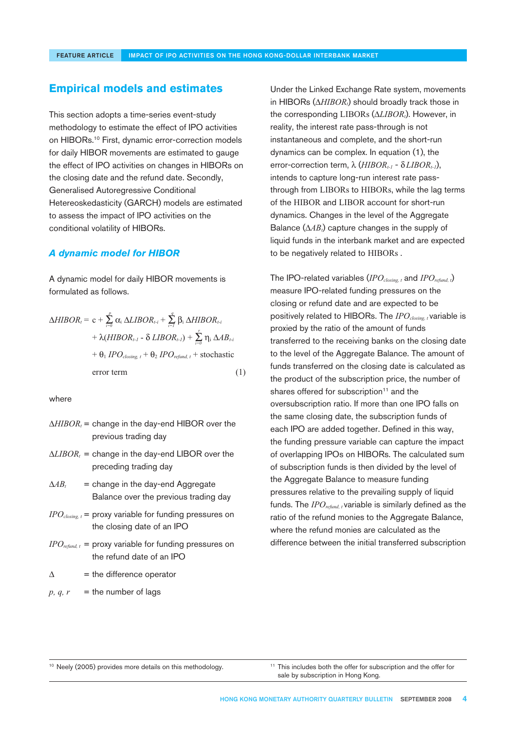## Empirical models and estimates

This section adopts a time-series event-study methodology to estimate the effect of IPO activities on HIBORs.[10] First, dynamic error-correction models for daily HIBOR movements are estimated to gauge the effect of IPO activities on changes in HIBORs on the closing date and the refund date. Secondly, Generalised Autoregressive Conditional Hetereoskedasticity (GARCH) models are estimated to assess the impact of IPO activities on the conditional volatility of HIBORs.

### *A dynamic model for HIBOR*

A dynamic model for daily HIBOR movements is formulated as follows.

$$\Delta HIBOR_t = c + \sum_{i=0}^{p} \alpha_i \, \Delta LIBOR_{t-i} + \sum_{i=1}^{q} \beta_i \, \Delta HIBOR_{t-i} + \lambda(HIBOR_{t-1} - \delta \, LIBOR_{t-1}) + \sum_{i=0}^{r} \eta_i \, \Delta AB_{t-i} + \theta_1 \, IPO_{closing,\, t} + \theta_2 \, IPO_{refund,\, t} + \text{stochastic error term} \quad (1)$$

where

- $\Delta HIBOR_t$ = change in the day-end HIBOR over the previous trading day
- $\Delta LIBOR_t$ = change in the day-end LIBOR over the preceding trading day
- $\Delta AB_t$ = change in the day-end Aggregate Balance over the previous trading day
- $IPO_{closing,\, t}$ = proxy variable for funding pressures on the closing date of an IPO
- $IPO_{refund,\, t}$ = proxy variable for funding pressures on the refund date of an IPO
- $\Delta$ = the difference operator
- $p, q, r$ = the number of lags

Under the Linked Exchange Rate system, movements in HIBORs ($\Delta HIBOR_t$) should broadly track those in the corresponding LIBORs ($\Delta LIBOR_t$). However, in reality, the interest rate pass-through is not instantaneous and complete, and the short-run dynamics can be complex. In equation (1), the error-correction term, $\lambda \, (HIBOR_{t-1} - \delta \, LIBOR_{t-1})$, intends to capture long-run interest rate pass-through from LIBORs to HIBORs, while the lag terms of the HIBOR and LIBOR account for short-run dynamics. Changes in the level of the Aggregate Balance ($\Delta AB_t$) capture changes in the supply of liquid funds in the interbank market and are expected to be negatively related to HIBORs .

The IPO-related variables ($IPO_{closing,\, t}$ and $IPO_{refund,\, t}$) measure IPO-related funding pressures on the closing or refund date and are expected to be positively related to HIBORs. The $IPO_{closing,\, t}$ variable is proxied by the ratio of the amount of funds transferred to the receiving banks on the closing date to the level of the Aggregate Balance. The amount of funds transferred on the closing date is calculated as the product of the subscription price, the number of shares offered for subscription[11] and the oversubscription ratio. If more than one IPO falls on the same closing date, the subscription funds of each IPO are added together. Defined in this way, the funding pressure variable can capture the impact of overlapping IPOs on HIBORs. The calculated sum of subscription funds is then divided by the level of the Aggregate Balance to measure funding pressures relative to the prevailing supply of liquid funds. The $IPO_{refund,\, t}$ variable is similarly defined as the ratio of the refund monies to the Aggregate Balance, where the refund monies are calculated as the difference between the initial transferred subscription

---

[10] Neely (2005) provides more details on this methodology.

[11] This includes both the offer for subscription and the offer for sale by subscription in Hong Kong.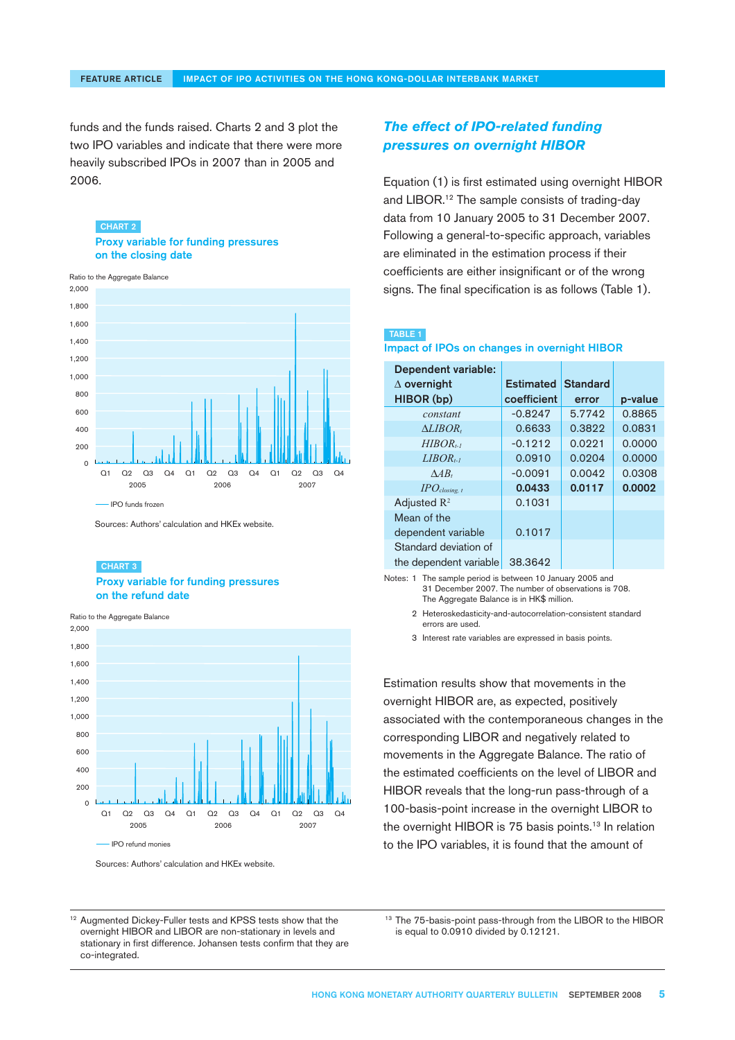funds and the funds raised. Charts 2 and 3 plot the two IPO variables and indicate that there were more heavily subscribed IPOs in 2007 than in 2005 and 2006.

**CHART 2**

**Proxy variable for funding pressures on the closing date**

Sources: Authors' calculation and HKEx website.

**CHART 3**

**Proxy variable for funding pressures on the refund date**

Sources: Authors' calculation and HKEx website.

## The effect of IPO-related funding pressures on overnight HIBOR

Equation (1) is first estimated using overnight HIBOR and LIBOR.[12] The sample consists of trading-day data from 10 January 2005 to 31 December 2007. Following a general-to-specific approach, variables are eliminated in the estimation process if their coefficients are either insignificant or of the wrong signs. The final specification is as follows (Table 1).

**TABLE 1**

**Impact of IPOs on changes in overnight HIBOR**

| Dependent variable: Δ overnight HIBOR (bp) | Estimated coefficient | Standard error | p-value |
|---|---|---|---|
| *constant* | -0.8247 | 5.7742 | 0.8865 |
| $\Delta LIBOR_t$ | 0.6633 | 0.3822 | 0.0831 |
| $HIBOR_{t-1}$ | -0.1212 | 0.0221 | 0.0000 |
| $LIBOR_{t-1}$ | 0.0910 | 0.0204 | 0.0000 |
| $\Delta AB_t$ | -0.0091 | 0.0042 | 0.0308 |
| $IPO_{closing,\,t}$ | **0.0433** | **0.0117** | **0.0002** |
| Adjusted $R^2$ | 0.1031 | | |
| Mean of the dependent variable | 0.1017 | | |
| Standard deviation of the dependent variable | 38.3642 | | |

Notes: 1 The sample period is between 10 January 2005 and 31 December 2007. The number of observations is 708. The Aggregate Balance is in HK$ million.

2 Heteroskedasticity-and-autocorrelation-consistent standard errors are used.

3 Interest rate variables are expressed in basis points.

Estimation results show that movements in the overnight HIBOR are, as expected, positively associated with the contemporaneous changes in the corresponding LIBOR and negatively related to movements in the Aggregate Balance. The ratio of the estimated coefficients on the level of LIBOR and HIBOR reveals that the long-run pass-through of a 100-basis-point increase in the overnight LIBOR to the overnight HIBOR is 75 basis points.[13] In relation to the IPO variables, it is found that the amount of

[12] Augmented Dickey-Fuller tests and KPSS tests show that the overnight HIBOR and LIBOR are non-stationary in levels and stationary in first difference. Johansen tests confirm that they are co-integrated.

[13] The 75-basis-point pass-through from the LIBOR to the HIBOR is equal to 0.0910 divided by 0.12121.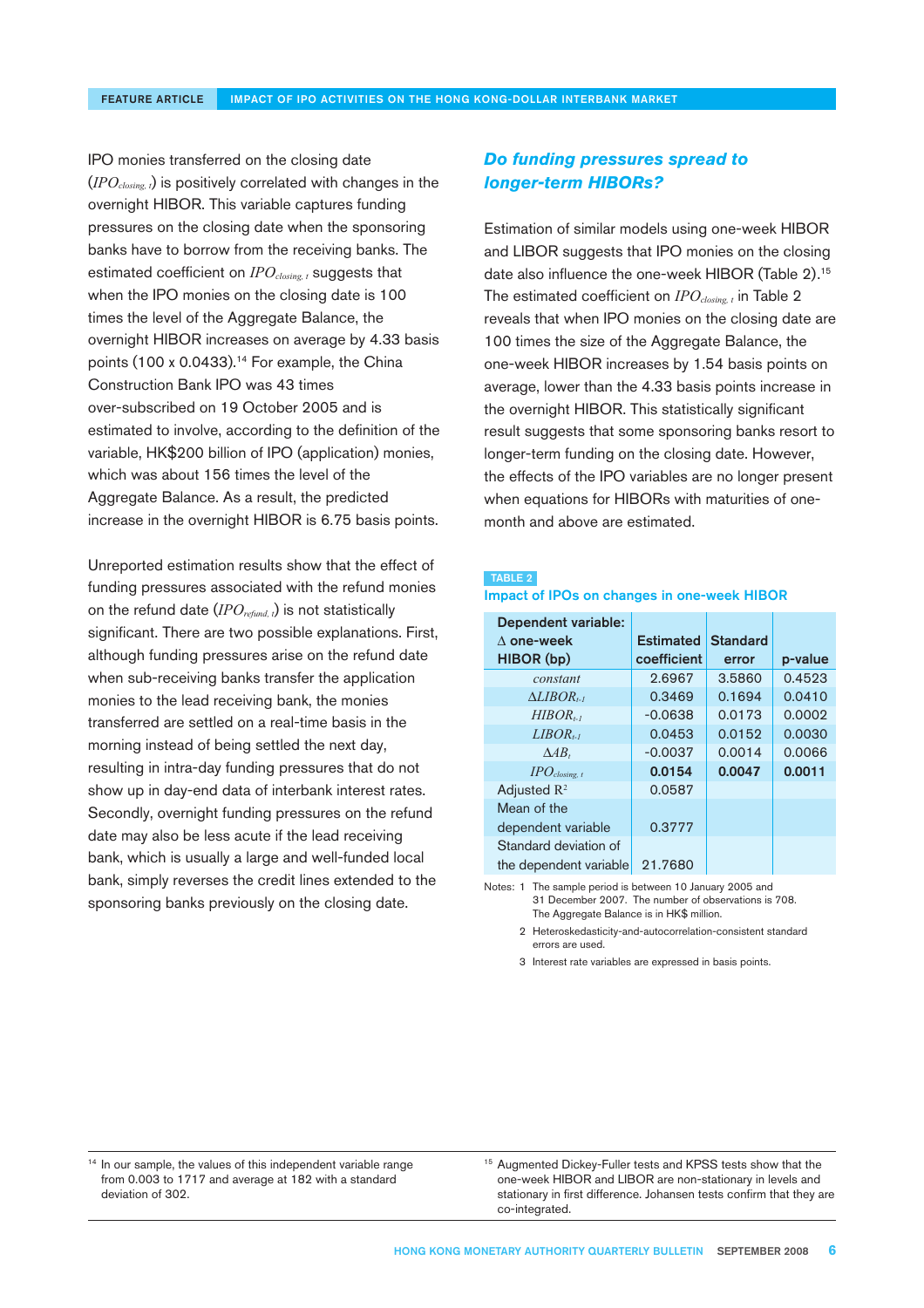IPO monies transferred on the closing date ($IPO_{closing, t}$) is positively correlated with changes in the overnight HIBOR. This variable captures funding pressures on the closing date when the sponsoring banks have to borrow from the receiving banks. The estimated coefficient on $IPO_{closing, t}$ suggests that when the IPO monies on the closing date is 100 times the level of the Aggregate Balance, the overnight HIBOR increases on average by 4.33 basis points (100 x 0.0433).[14] For example, the China Construction Bank IPO was 43 times over-subscribed on 19 October 2005 and is estimated to involve, according to the definition of the variable, HK$200 billion of IPO (application) monies, which was about 156 times the level of the Aggregate Balance. As a result, the predicted increase in the overnight HIBOR is 6.75 basis points.

Unreported estimation results show that the effect of funding pressures associated with the refund monies on the refund date ($IPO_{refund, t}$) is not statistically significant. There are two possible explanations. First, although funding pressures arise on the refund date when sub-receiving banks transfer the application monies to the lead receiving bank, the monies transferred are settled on a real-time basis in the morning instead of being settled the next day, resulting in intra-day funding pressures that do not show up in day-end data of interbank interest rates. Secondly, overnight funding pressures on the refund date may also be less acute if the lead receiving bank, which is usually a large and well-funded local bank, simply reverses the credit lines extended to the sponsoring banks previously on the closing date.

## *Do funding pressures spread to longer-term HIBORs?*

Estimation of similar models using one-week HIBOR and LIBOR suggests that IPO monies on the closing date also influence the one-week HIBOR (Table 2).[15] The estimated coefficient on $IPO_{closing, t}$ in Table 2 reveals that when IPO monies on the closing date are 100 times the size of the Aggregate Balance, the one-week HIBOR increases by 1.54 basis points on average, lower than the 4.33 basis points increase in the overnight HIBOR. This statistically significant result suggests that some sponsoring banks resort to longer-term funding on the closing date. However, the effects of the IPO variables are no longer present when equations for HIBORs with maturities of one-month and above are estimated.

**TABLE 2**

**Impact of IPOs on changes in one-week HIBOR**

| Dependent variable: $\Delta$ one-week HIBOR (bp) | Estimated coefficient | Standard error | p-value |
|---|---|---|---|
| *constant* | 2.6967 | 3.5860 | 0.4523 |
| $\Delta LIBOR_{t-1}$ | 0.3469 | 0.1694 | 0.0410 |
| $HIBOR_{t-1}$ | -0.0638 | 0.0173 | 0.0002 |
| $LIBOR_{t-1}$ | 0.0453 | 0.0152 | 0.0030 |
| $\Delta AB_t$ | -0.0037 | 0.0014 | 0.0066 |
| $IPO_{closing, t}$ | **0.0154** | **0.0047** | **0.0011** |
| Adjusted $R^2$ | 0.0587 | | |
| Mean of the dependent variable | 0.3777 | | |
| Standard deviation of the dependent variable | 21.7680 | | |

Notes: 1 The sample period is between 10 January 2005 and 31 December 2007. The number of observations is 708. The Aggregate Balance is in HK$ million.

2 Heteroskedasticity-and-autocorrelation-consistent standard errors are used.

3 Interest rate variables are expressed in basis points.

[14] In our sample, the values of this independent variable range from 0.003 to 1717 and average at 182 with a standard deviation of 302.

[15] Augmented Dickey-Fuller tests and KPSS tests show that the one-week HIBOR and LIBOR are non-stationary in levels and stationary in first difference. Johansen tests confirm that they are co-integrated.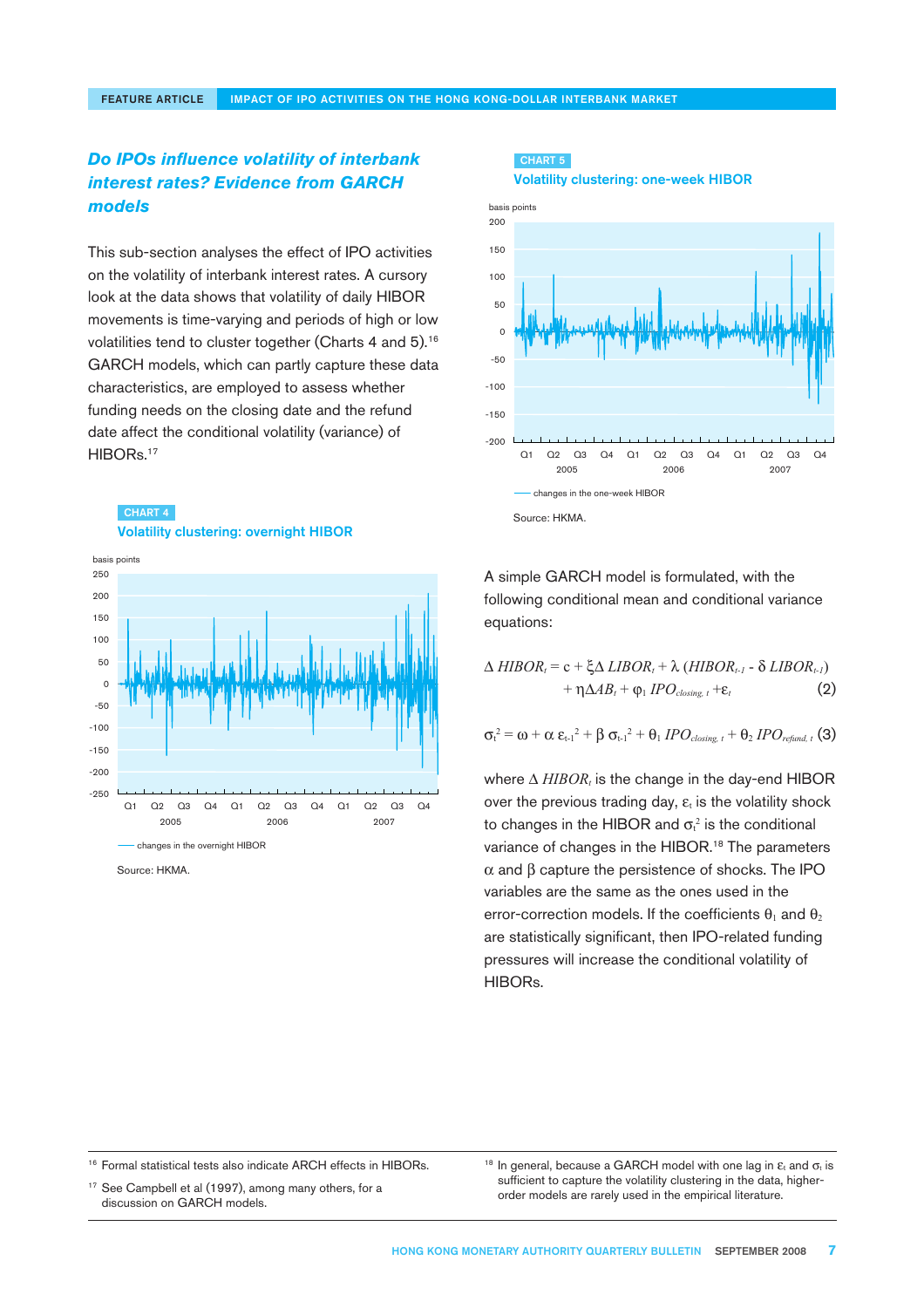### *Do IPOs influence volatility of interbank interest rates? Evidence from GARCH models*

This sub-section analyses the effect of IPO activities on the volatility of interbank interest rates. A cursory look at the data shows that volatility of daily HIBOR movements is time-varying and periods of high or low volatilities tend to cluster together (Charts 4 and 5).[16] GARCH models, which can partly capture these data characteristics, are employed to assess whether funding needs on the closing date and the refund date affect the conditional volatility (variance) of HIBORs.[17]

CHART 4

**Volatility clustering: overnight HIBOR**

basis points

250
200
150
100
50
0
-50
-100
-150
-200
-250

Q1 Q2 Q3 Q4 Q1 Q2 Q3 Q4 Q1 Q2 Q3 Q4

2005 2006 2007

— changes in the overnight HIBOR

Source: HKMA.

CHART 5

**Volatility clustering: one-week HIBOR**

basis points

200
150
100
50
0
-50
-100
-150
-200

Q1 Q2 Q3 Q4 Q1 Q2 Q3 Q4 Q1 Q2 Q3 Q4

2005 2006 2007

— changes in the one-week HIBOR

Source: HKMA.

A simple GARCH model is formulated, with the following conditional mean and conditional variance equations:

$$\Delta HIBOR_t = c + \xi \Delta LIBOR_t + \lambda (HIBOR_{t-1} - \delta LIBOR_{t-1}) + \eta \Delta AB_t + \varphi_1 IPO_{closing,\, t} + \varepsilon_t \quad (2)$$

$$\sigma_t^2 = \omega + \alpha\, \varepsilon_{t-1}^2 + \beta\, \sigma_{t-1}^2 + \theta_1 IPO_{closing,\, t} + \theta_2 IPO_{refund,\, t} \quad (3)$$

where $\Delta HIBOR_t$ is the change in the day-end HIBOR over the previous trading day, $\varepsilon_t$ is the volatility shock to changes in the HIBOR and $\sigma_t^2$ is the conditional variance of changes in the HIBOR.[18] The parameters $\alpha$ and $\beta$ capture the persistence of shocks. The IPO variables are the same as the ones used in the error-correction models. If the coefficients $\theta_1$ and $\theta_2$ are statistically significant, then IPO-related funding pressures will increase the conditional volatility of HIBORs.

[16] Formal statistical tests also indicate ARCH effects in HIBORs.

[17] See Campbell et al (1997), among many others, for a discussion on GARCH models.

[18] In general, because a GARCH model with one lag in $\varepsilon_t$ and $\sigma_t$ is sufficient to capture the volatility clustering in the data, higher-order models are rarely used in the empirical literature.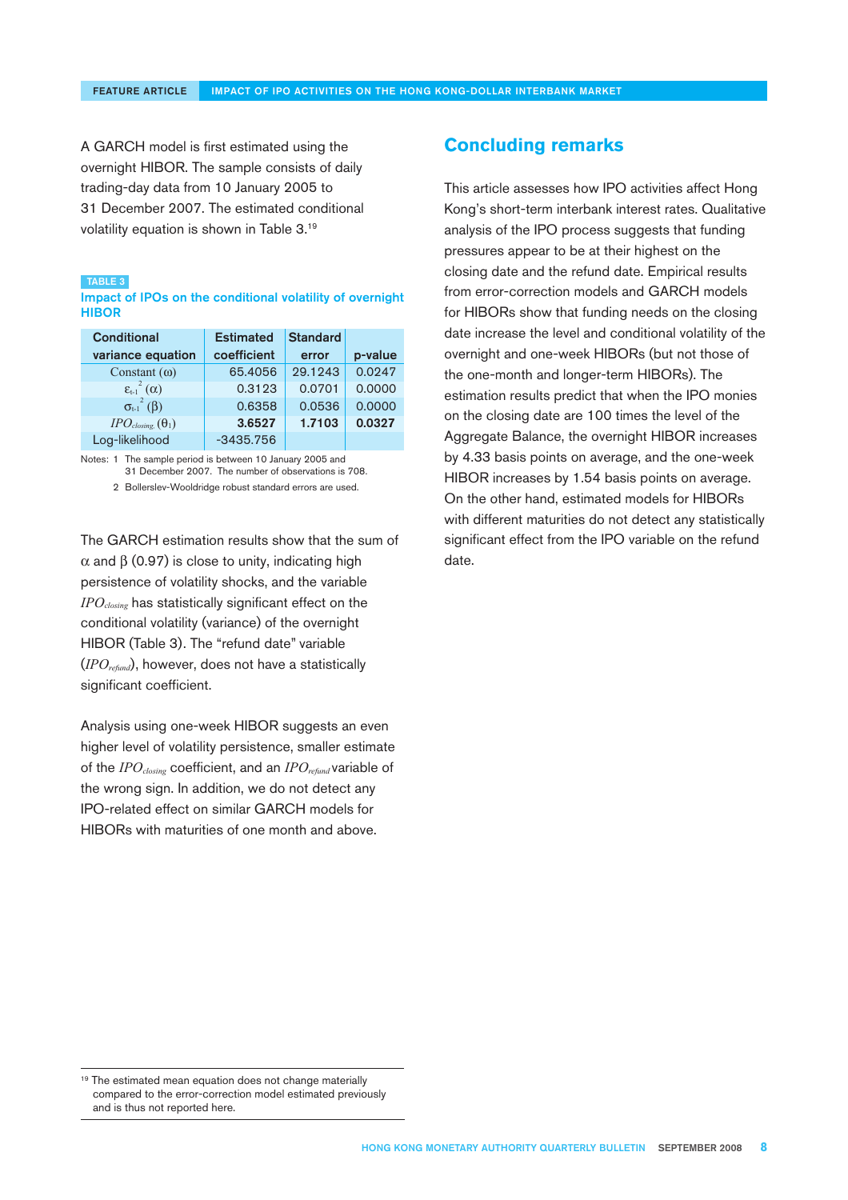A GARCH model is first estimated using the overnight HIBOR. The sample consists of daily trading-day data from 10 January 2005 to 31 December 2007. The estimated conditional volatility equation is shown in Table 3.[19]

TABLE 3

**Impact of IPOs on the conditional volatility of overnight HIBOR**

| Conditional variance equation | Estimated coefficient | Standard error | p-value |
|---|---|---|---|
| Constant ($\omega$) | 65.4056 | 29.1243 | 0.0247 |
| $\varepsilon_{t-1}^2$ ($\alpha$) | 0.3123 | 0.0701 | 0.0000 |
| $\sigma_{t-1}^2$ ($\beta$) | 0.6358 | 0.0536 | 0.0000 |
| $IPO_{closing}$ ($\theta_1$) | **3.6527** | **1.7103** | **0.0327** |
| Log-likelihood | -3435.756 | | |

Notes: 1 The sample period is between 10 January 2005 and 31 December 2007. The number of observations is 708.

2 Bollerslev-Wooldridge robust standard errors are used.

The GARCH estimation results show that the sum of $\alpha$ and $\beta$ (0.97) is close to unity, indicating high persistence of volatility shocks, and the variable $IPO_{closing}$ has statistically significant effect on the conditional volatility (variance) of the overnight HIBOR (Table 3). The "refund date" variable ($IPO_{refund}$), however, does not have a statistically significant coefficient.

Analysis using one-week HIBOR suggests an even higher level of volatility persistence, smaller estimate of the $IPO_{closing}$ coefficient, and an $IPO_{refund}$ variable of the wrong sign. In addition, we do not detect any IPO-related effect on similar GARCH models for HIBORs with maturities of one month and above.

## Concluding remarks

This article assesses how IPO activities affect Hong Kong's short-term interbank interest rates. Qualitative analysis of the IPO process suggests that funding pressures appear to be at their highest on the closing date and the refund date. Empirical results from error-correction models and GARCH models for HIBORs show that funding needs on the closing date increase the level and conditional volatility of the overnight and one-week HIBORs (but not those of the one-month and longer-term HIBORs). The estimation results predict that when the IPO monies on the closing date are 100 times the level of the Aggregate Balance, the overnight HIBOR increases by 4.33 basis points on average, and the one-week HIBOR increases by 1.54 basis points on average. On the other hand, estimated models for HIBORs with different maturities do not detect any statistically significant effect from the IPO variable on the refund date.

[19] The estimated mean equation does not change materially compared to the error-correction model estimated previously and is thus not reported here.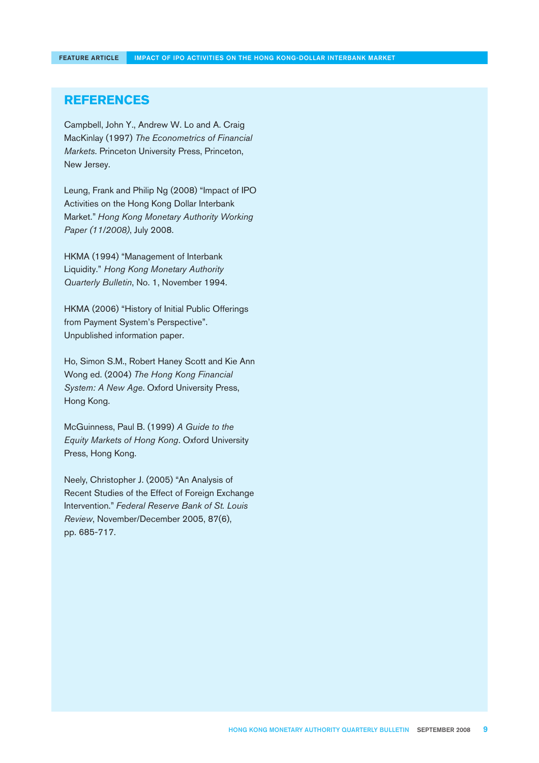## REFERENCES

Campbell, John Y., Andrew W. Lo and A. Craig MacKinlay (1997) *The Econometrics of Financial Markets*. Princeton University Press, Princeton, New Jersey.

Leung, Frank and Philip Ng (2008) "Impact of IPO Activities on the Hong Kong Dollar Interbank Market." *Hong Kong Monetary Authority Working Paper (11/2008)*, July 2008.

HKMA (1994) "Management of Interbank Liquidity." *Hong Kong Monetary Authority Quarterly Bulletin*, No. 1, November 1994.

HKMA (2006) "History of Initial Public Offerings from Payment System's Perspective". Unpublished information paper.

Ho, Simon S.M., Robert Haney Scott and Kie Ann Wong ed. (2004) *The Hong Kong Financial System: A New Age*. Oxford University Press, Hong Kong.

McGuinness, Paul B. (1999) *A Guide to the Equity Markets of Hong Kong*. Oxford University Press, Hong Kong.

Neely, Christopher J. (2005) "An Analysis of Recent Studies of the Effect of Foreign Exchange Intervention." *Federal Reserve Bank of St. Louis Review*, November/December 2005, 87(6), pp. 685-717.